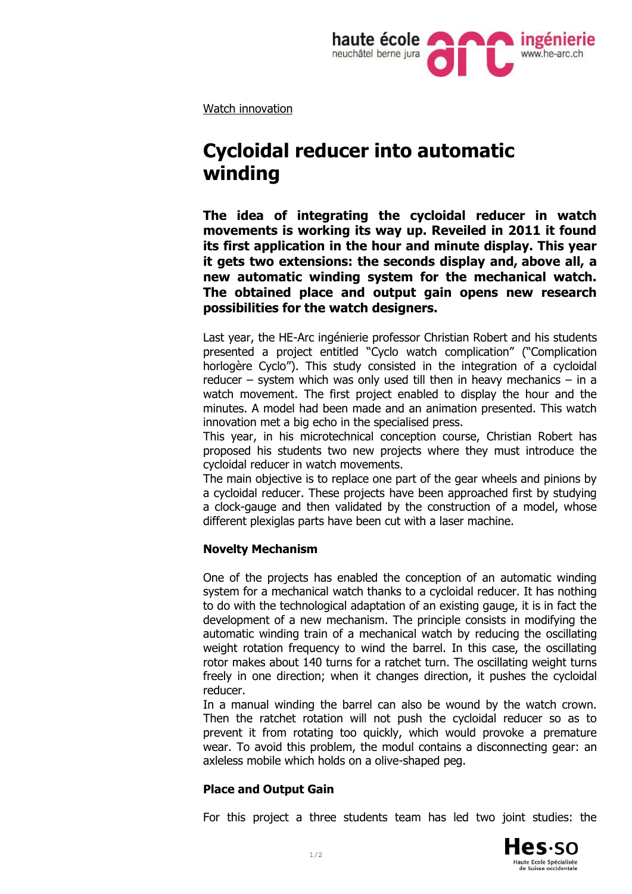Watch innovation

# Cycloidal reducer into automatic winding

**The idea of integrating the cycloidal reducer in watch movements is working its way up. Reveiled in 2011 it found its first application in the hour and minute display. This year it gets two extensions: the seconds display and, above all, a new automatic winding system for the mechanical watch. The obtained place and output gain opens new research possibilities for the watch designers.**

Last year, the HE-Arc ingénierie professor Christian Robert and his students presented a project entitled "Cyclo watch complication" ("Complication horlogère Cyclo"). This study consisted in the integration of a cycloidal reducer – system which was only used till then in heavy mechanics – in a watch movement. The first project enabled to display the hour and the minutes. A model had been made and an animation presented. This watch innovation met a big echo in the specialised press.
This year, in his microtechnical conception course, Christian Robert has proposed his students two new projects where they must introduce the cycloidal reducer in watch movements.
The main objective is to replace one part of the gear wheels and pinions by a cycloidal reducer. These projects have been approached first by studying a clock-gauge and then validated by the construction of a model, whose different plexiglas parts have been cut with a laser machine.

### Novelty Mechanism

One of the projects has enabled the conception of an automatic winding system for a mechanical watch thanks to a cycloidal reducer. It has nothing to do with the technological adaptation of an existing gauge, it is in fact the development of a new mechanism. The principle consists in modifying the automatic winding train of a mechanical watch by reducing the oscillating weight rotation frequency to wind the barrel. In this case, the oscillating rotor makes about 140 turns for a ratchet turn. The oscillating weight turns freely in one direction; when it changes direction, it pushes the cycloidal reducer.
In a manual winding the barrel can also be wound by the watch crown. Then the ratchet rotation will not push the cycloidal reducer so as to prevent it from rotating too quickly, which would provoke a premature wear. To avoid this problem, the modul contains a disconnecting gear: an axleless mobile which holds on a olive-shaped peg.

### Place and Output Gain

For this project a three students team has led two joint studies: the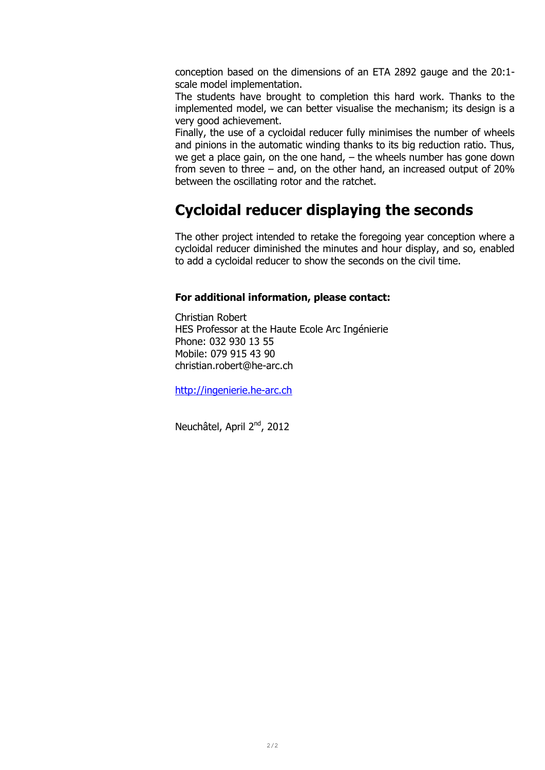conception based on the dimensions of an ETA 2892 gauge and the 20:1-scale model implementation.

The students have brought to completion this hard work. Thanks to the implemented model, we can better visualise the mechanism; its design is a very good achievement.

Finally, the use of a cycloidal reducer fully minimises the number of wheels and pinions in the automatic winding thanks to its big reduction ratio. Thus, we get a place gain, on the one hand, – the wheels number has gone down from seven to three – and, on the other hand, an increased output of 20% between the oscillating rotor and the ratchet.

## Cycloidal reducer displaying the seconds

The other project intended to retake the foregoing year conception where a cycloidal reducer diminished the minutes and hour display, and so, enabled to add a cycloidal reducer to show the seconds on the civil time.

**For additional information, please contact:**

Christian Robert
HES Professor at the Haute Ecole Arc Ingénierie
Phone: 032 930 13 55
Mobile: 079 915 43 90
christian.robert@he-arc.ch

http://ingenierie.he-arc.ch

Neuchâtel, April 2nd, 2012